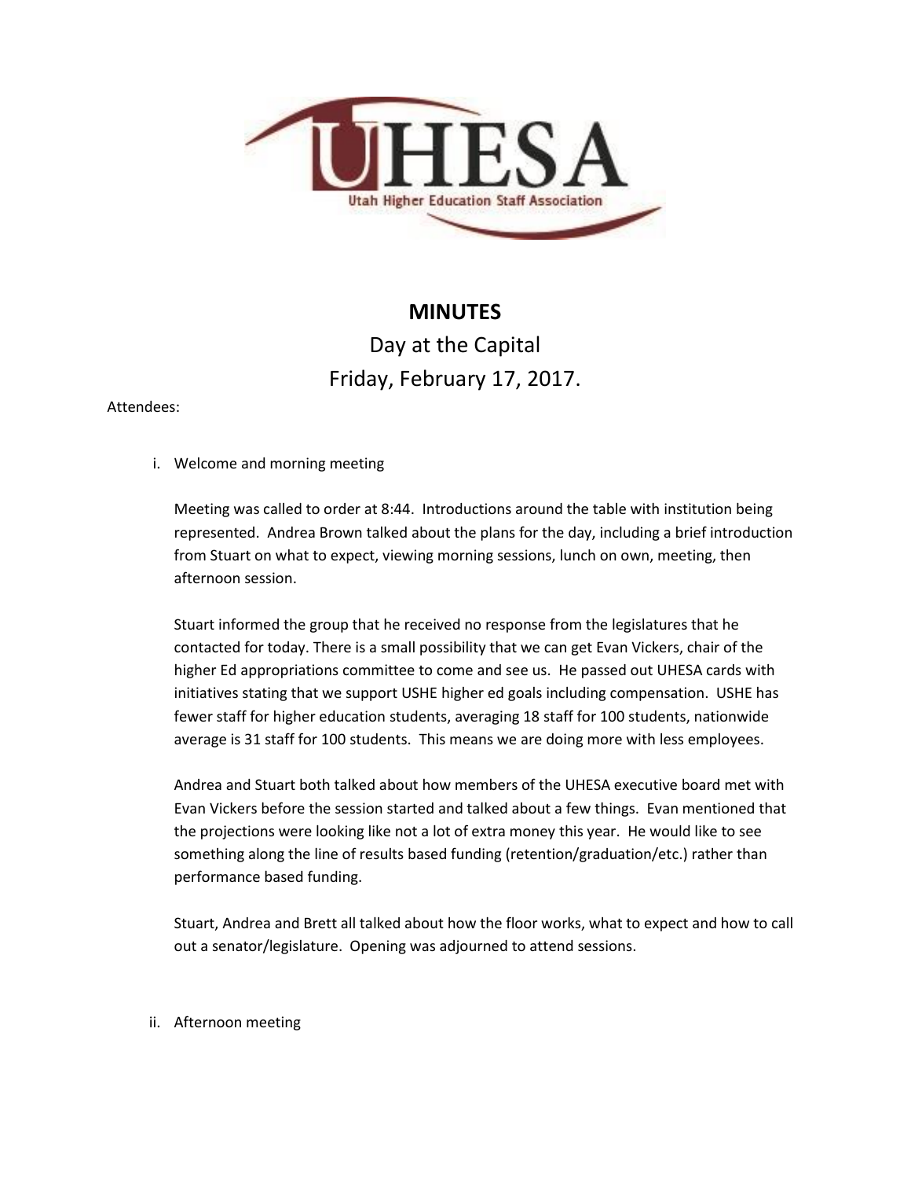UHESA

Utah Higher Education Staff Association

# MINUTES

## Day at the Capital

## Friday, February 17, 2017.

Attendees:

i. Welcome and morning meeting

   Meeting was called to order at 8:44. Introductions around the table with institution being represented. Andrea Brown talked about the plans for the day, including a brief introduction from Stuart on what to expect, viewing morning sessions, lunch on own, meeting, then afternoon session.

   Stuart informed the group that he received no response from the legislatures that he contacted for today. There is a small possibility that we can get Evan Vickers, chair of the higher Ed appropriations committee to come and see us. He passed out UHESA cards with initiatives stating that we support USHE higher ed goals including compensation. USHE has fewer staff for higher education students, averaging 18 staff for 100 students, nationwide average is 31 staff for 100 students. This means we are doing more with less employees.

   Andrea and Stuart both talked about how members of the UHESA executive board met with Evan Vickers before the session started and talked about a few things. Evan mentioned that the projections were looking like not a lot of extra money this year. He would like to see something along the line of results based funding (retention/graduation/etc.) rather than performance based funding.

   Stuart, Andrea and Brett all talked about how the floor works, what to expect and how to call out a senator/legislature. Opening was adjourned to attend sessions.

ii. Afternoon meeting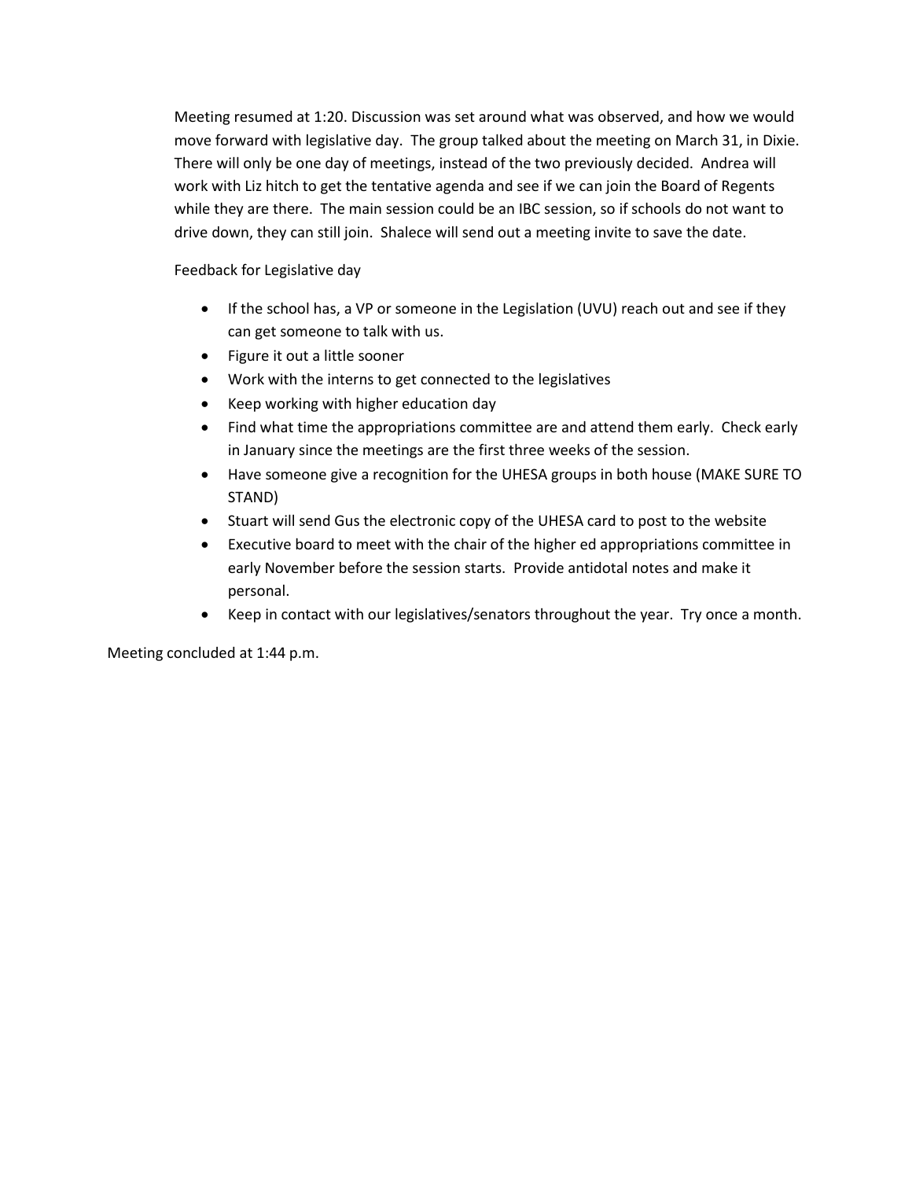Meeting resumed at 1:20. Discussion was set around what was observed, and how we would move forward with legislative day. The group talked about the meeting on March 31, in Dixie. There will only be one day of meetings, instead of the two previously decided. Andrea will work with Liz hitch to get the tentative agenda and see if we can join the Board of Regents while they are there. The main session could be an IBC session, so if schools do not want to drive down, they can still join. Shalece will send out a meeting invite to save the date.

Feedback for Legislative day

- If the school has, a VP or someone in the Legislation (UVU) reach out and see if they can get someone to talk with us.
- Figure it out a little sooner
- Work with the interns to get connected to the legislatives
- Keep working with higher education day
- Find what time the appropriations committee are and attend them early. Check early in January since the meetings are the first three weeks of the session.
- Have someone give a recognition for the UHESA groups in both house (MAKE SURE TO STAND)
- Stuart will send Gus the electronic copy of the UHESA card to post to the website
- Executive board to meet with the chair of the higher ed appropriations committee in early November before the session starts. Provide antidotal notes and make it personal.
- Keep in contact with our legislatives/senators throughout the year. Try once a month.

Meeting concluded at 1:44 p.m.